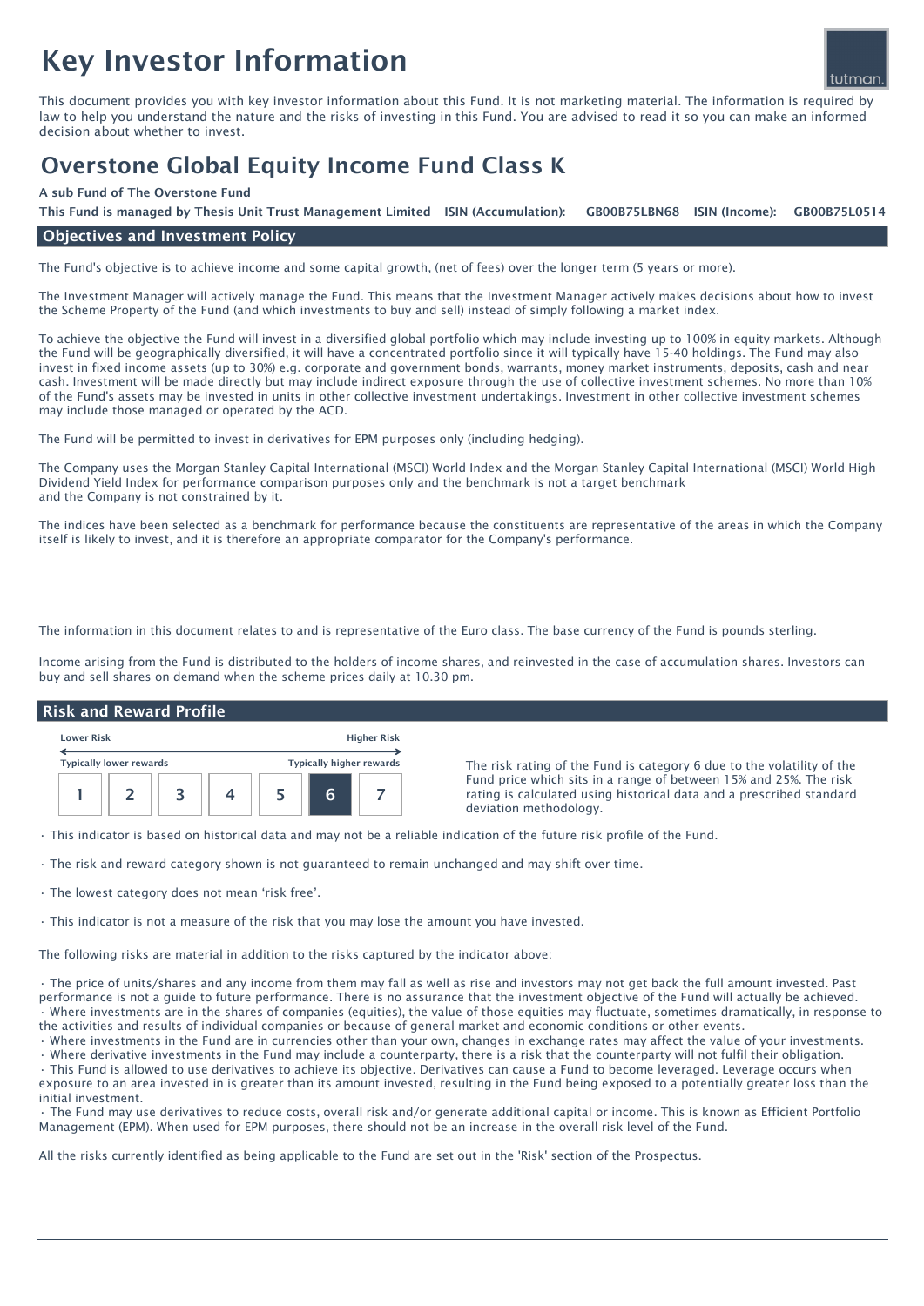# Key Investor Information

This document provides you with key investor information about this Fund. It is not marketing material. The information is required by law to help you understand the nature and the risks of investing in this Fund. You are advised to read it so you can make an informed decision about whether to invest.

## Overstone Global Equity Income Fund Class K

**A sub Fund of The Overstone Fund**

**This Fund is managed by Thesis Unit Trust Management Limited ISIN (Accumulation): GB00B75LBN68 ISIN (Income): GB00B75L0514**

### Objectives and Investment Policy

The Fund's objective is to achieve income and some capital growth, (net of fees) over the longer term (5 years or more).

The Investment Manager will actively manage the Fund. This means that the Investment Manager actively makes decisions about how to invest the Scheme Property of the Fund (and which investments to buy and sell) instead of simply following a market index.

To achieve the objective the Fund will invest in a diversified global portfolio which may include investing up to 100% in equity markets. Although the Fund will be geographically diversified, it will have a concentrated portfolio since it will typically have 15-40 holdings. The Fund may also invest in fixed income assets (up to 30%) e.g. corporate and government bonds, warrants, money market instruments, deposits, cash and near cash. Investment will be made directly but may include indirect exposure through the use of collective investment schemes. No more than 10% of the Fund's assets may be invested in units in other collective investment undertakings. Investment in other collective investment schemes may include those managed or operated by the ACD.

The Fund will be permitted to invest in derivatives for EPM purposes only (including hedging).

The Company uses the Morgan Stanley Capital International (MSCI) World Index and the Morgan Stanley Capital International (MSCI) World High Dividend Yield Index for performance comparison purposes only and the benchmark is not a target benchmark and the Company is not constrained by it.

The indices have been selected as a benchmark for performance because the constituents are representative of the areas in which the Company itself is likely to invest, and it is therefore an appropriate comparator for the Company's performance.

The information in this document relates to and is representative of the Euro class. The base currency of the Fund is pounds sterling.

Income arising from the Fund is distributed to the holders of income shares, and reinvested in the case of accumulation shares. Investors can buy and sell shares on demand when the scheme prices daily at 10.30 pm.

### Risk and Reward Profile

| Lower Risk | | | | | | Higher Risk |
|---|---|---|---|---|---|---|
| Typically lower rewards | | | | | | Typically higher rewards |
| 1 | 2 | 3 | 4 | 5 | **6** | 7 |

The risk rating of the Fund is category 6 due to the volatility of the Fund price which sits in a range of between 15% and 25%. The risk rating is calculated using historical data and a prescribed standard deviation methodology.

- This indicator is based on historical data and may not be a reliable indication of the future risk profile of the Fund.
- The risk and reward category shown is not guaranteed to remain unchanged and may shift over time.
- The lowest category does not mean 'risk free'.
- This indicator is not a measure of the risk that you may lose the amount you have invested.

The following risks are material in addition to the risks captured by the indicator above:

- The price of units/shares and any income from them may fall as well as rise and investors may not get back the full amount invested. Past performance is not a guide to future performance. There is no assurance that the investment objective of the Fund will actually be achieved.
- Where investments are in the shares of companies (equities), the value of those equities may fluctuate, sometimes dramatically, in response to the activities and results of individual companies or because of general market and economic conditions or other events.
- Where investments in the Fund are in currencies other than your own, changes in exchange rates may affect the value of your investments.
- Where derivative investments in the Fund may include a counterparty, there is a risk that the counterparty will not fulfil their obligation.
- This Fund is allowed to use derivatives to achieve its objective. Derivatives can cause a Fund to become leveraged. Leverage occurs when exposure to an area invested in is greater than its amount invested, resulting in the Fund being exposed to a potentially greater loss than the initial investment.
- The Fund may use derivatives to reduce costs, overall risk and/or generate additional capital or income. This is known as Efficient Portfolio Management (EPM). When used for EPM purposes, there should not be an increase in the overall risk level of the Fund.

All the risks currently identified as being applicable to the Fund are set out in the 'Risk' section of the Prospectus.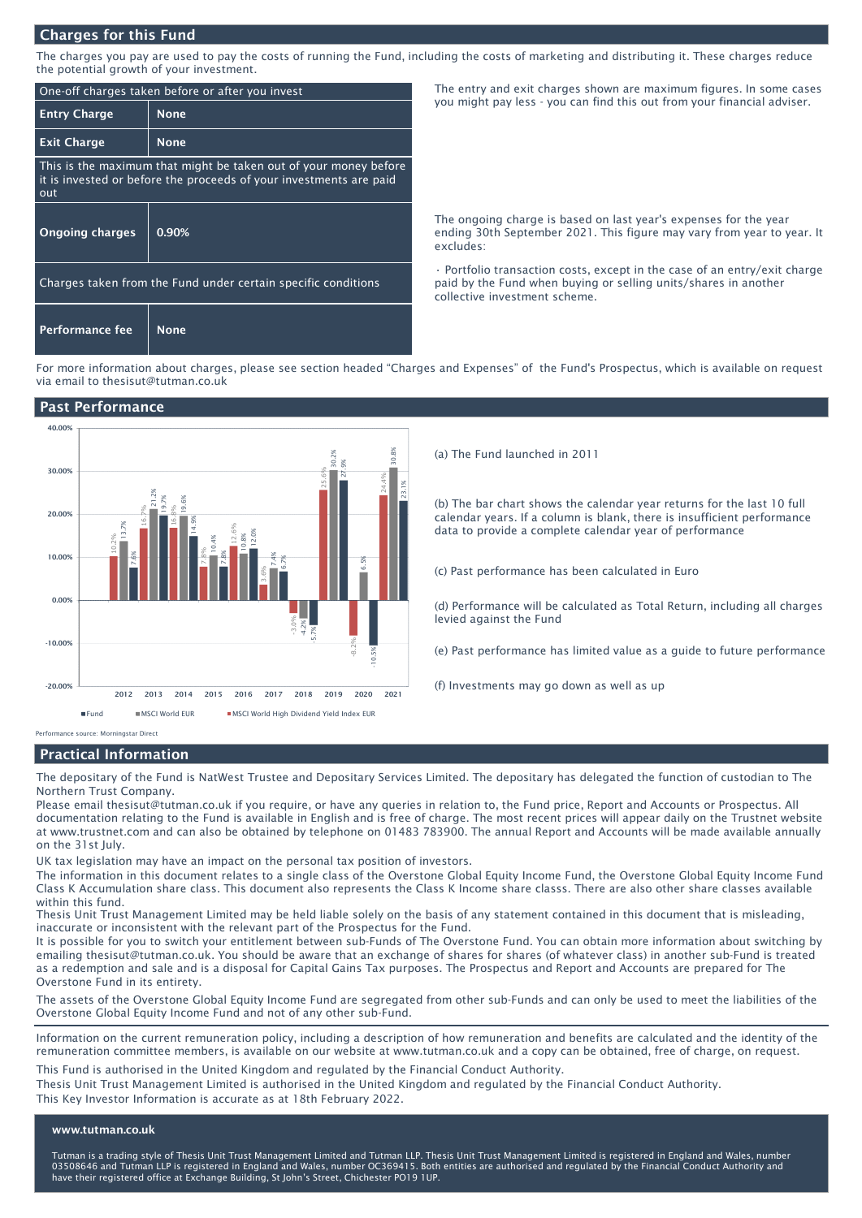## Charges for this Fund

The charges you pay are used to pay the costs of running the Fund, including the costs of marketing and distributing it. These charges reduce the potential growth of your investment.

| One-off charges taken before or after you invest | |
|---|---|
| **Entry Charge** | **None** |
| **Exit Charge** | **None** |
| This is the maximum that might be taken out of your money before it is invested or before the proceeds of your investments are paid out | |
| **Ongoing charges** | **0.90%** |
| Charges taken from the Fund under certain specific conditions | |
| **Performance fee** | **None** |

The entry and exit charges shown are maximum figures. In some cases you might pay less - you can find this out from your financial adviser.

The ongoing charge is based on last year's expenses for the year ending 30th September 2021. This figure may vary from year to year. It excludes:

- Portfolio transaction costs, except in the case of an entry/exit charge paid by the Fund when buying or selling units/shares in another collective investment scheme.

For more information about charges, please see section headed "Charges and Expenses" of the Fund's Prospectus, which is available on request via email to thesisut@tutman.co.uk

## Past Performance

40.00%
30.00%
20.00%
10.00%
0.00%
-10.00%
-20.00%

2012: 10.2% 13.7% 7.6%
2013: 16.7% 21.2% 19.7%
2014: 16.8% 19.6% 14.9%
2015: 7.8% 10.4% 7.8%
2016: 12.6% 10.8% 12.0%
2017: 3.6% 7.4% 6.7%
2018: -3.0% -4.2% -5.7%
2019: 25.6% 30.2% 27.9%
2020: -8.2% 6.5% -10.5%
2021: 24.4% 30.8% 23.1%

Fund   MSCI World EUR   MSCI World High Dividend Yield Index EUR

Performance source: Morningstar Direct

(a) The Fund launched in 2011

(b) The bar chart shows the calendar year returns for the last 10 full calendar years. If a column is blank, there is insufficient performance data to provide a complete calendar year of performance

(c) Past performance has been calculated in Euro

(d) Performance will be calculated as Total Return, including all charges levied against the Fund

(e) Past performance has limited value as a guide to future performance

(f) Investments may go down as well as up

## Practical Information

The depositary of the Fund is NatWest Trustee and Depositary Services Limited. The depositary has delegated the function of custodian to The Northern Trust Company.

Please email thesisut@tutman.co.uk if you require, or have any queries in relation to, the Fund price, Report and Accounts or Prospectus. All documentation relating to the Fund is available in English and is free of charge. The most recent prices will appear daily on the Trustnet website at www.trustnet.com and can also be obtained by telephone on 01483 783900. The annual Report and Accounts will be made available annually on the 31st July.

UK tax legislation may have an impact on the personal tax position of investors.

The information in this document relates to a single class of the Overstone Global Equity Income Fund, the Overstone Global Equity Income Fund Class K Accumulation share class. This document also represents the Class K Income share classs. There are also other share classes available within this fund.

Thesis Unit Trust Management Limited may be held liable solely on the basis of any statement contained in this document that is misleading, inaccurate or inconsistent with the relevant part of the Prospectus for the Fund.

It is possible for you to switch your entitlement between sub-Funds of The Overstone Fund. You can obtain more information about switching by emailing thesisut@tutman.co.uk. You should be aware that an exchange of shares for shares (of whatever class) in another sub-Fund is treated as a redemption and sale and is a disposal for Capital Gains Tax purposes. The Prospectus and Report and Accounts are prepared for The Overstone Fund in its entirety.

The assets of the Overstone Global Equity Income Fund are segregated from other sub-Funds and can only be used to meet the liabilities of the Overstone Global Equity Income Fund and not of any other sub-Fund.

Information on the current remuneration policy, including a description of how remuneration and benefits are calculated and the identity of the remuneration committee members, is available on our website at www.tutman.co.uk and a copy can be obtained, free of charge, on request.

This Fund is authorised in the United Kingdom and regulated by the Financial Conduct Authority.

Thesis Unit Trust Management Limited is authorised in the United Kingdom and regulated by the Financial Conduct Authority.

This Key Investor Information is accurate as at 18th February 2022.

**www.tutman.co.uk**

Tutman is a trading style of Thesis Unit Trust Management Limited and Tutman LLP. Thesis Unit Trust Management Limited is registered in England and Wales, number 03508646 and Tutman LLP is registered in England and Wales, number OC369415. Both entities are authorised and regulated by the Financial Conduct Authority and have their registered office at Exchange Building, St John's Street, Chichester PO19 1UP.